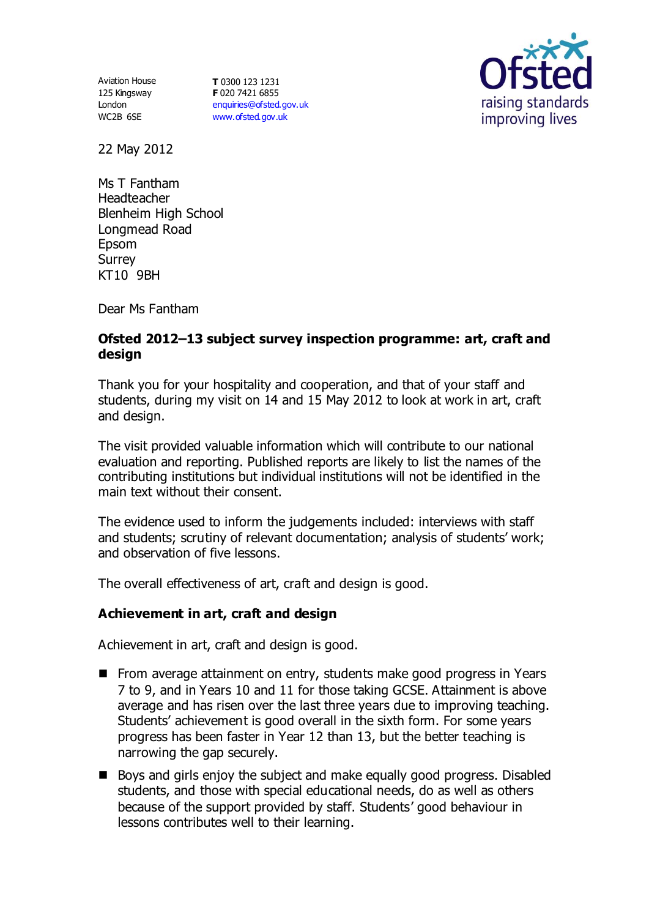Aviation House
125 Kingsway
London
WC2B 6SE

**T** 0300 123 1231
**F** 020 7421 6855
enquiries@ofsted.gov.uk
www.ofsted.gov.uk

Ofsted
raising standards
improving lives

22 May 2012

Ms T Fantham
Headteacher
Blenheim High School
Longmead Road
Epsom
Surrey
KT10 9BH

Dear Ms Fantham

**Ofsted 2012–13 subject survey inspection programme: art, craft and design**

Thank you for your hospitality and cooperation, and that of your staff and students, during my visit on 14 and 15 May 2012 to look at work in art, craft and design.

The visit provided valuable information which will contribute to our national evaluation and reporting. Published reports are likely to list the names of the contributing institutions but individual institutions will not be identified in the main text without their consent.

The evidence used to inform the judgements included: interviews with staff and students; scrutiny of relevant documentation; analysis of students' work; and observation of five lessons.

The overall effectiveness of art, craft and design is good.

## Achievement in art, craft and design

Achievement in art, craft and design is good.

- From average attainment on entry, students make good progress in Years 7 to 9, and in Years 10 and 11 for those taking GCSE. Attainment is above average and has risen over the last three years due to improving teaching. Students' achievement is good overall in the sixth form. For some years progress has been faster in Year 12 than 13, but the better teaching is narrowing the gap securely.
- Boys and girls enjoy the subject and make equally good progress. Disabled students, and those with special educational needs, do as well as others because of the support provided by staff. Students' good behaviour in lessons contributes well to their learning.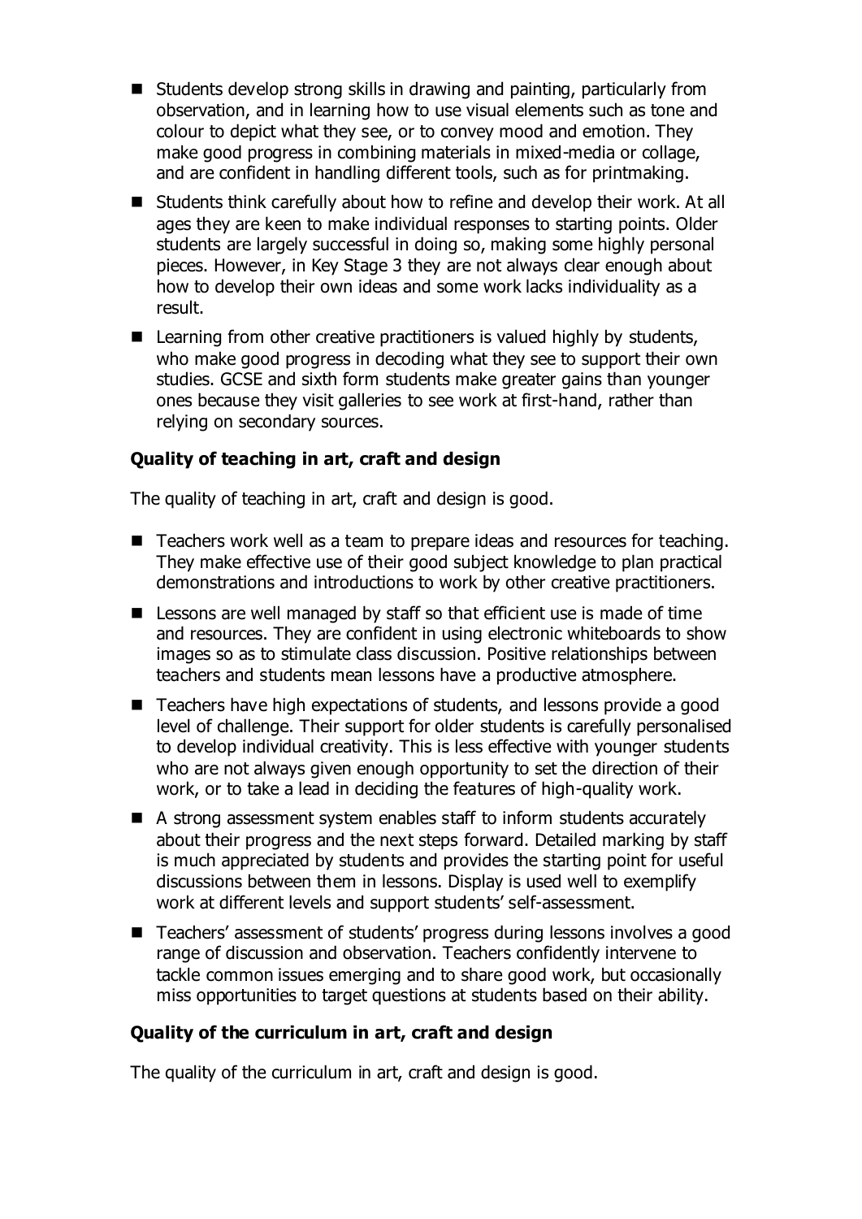- Students develop strong skills in drawing and painting, particularly from observation, and in learning how to use visual elements such as tone and colour to depict what they see, or to convey mood and emotion. They make good progress in combining materials in mixed-media or collage, and are confident in handling different tools, such as for printmaking.
- Students think carefully about how to refine and develop their work. At all ages they are keen to make individual responses to starting points. Older students are largely successful in doing so, making some highly personal pieces. However, in Key Stage 3 they are not always clear enough about how to develop their own ideas and some work lacks individuality as a result.
- Learning from other creative practitioners is valued highly by students, who make good progress in decoding what they see to support their own studies. GCSE and sixth form students make greater gains than younger ones because they visit galleries to see work at first-hand, rather than relying on secondary sources.

**Quality of teaching in art, craft and design**

The quality of teaching in art, craft and design is good.

- Teachers work well as a team to prepare ideas and resources for teaching. They make effective use of their good subject knowledge to plan practical demonstrations and introductions to work by other creative practitioners.
- Lessons are well managed by staff so that efficient use is made of time and resources. They are confident in using electronic whiteboards to show images so as to stimulate class discussion. Positive relationships between teachers and students mean lessons have a productive atmosphere.
- Teachers have high expectations of students, and lessons provide a good level of challenge. Their support for older students is carefully personalised to develop individual creativity. This is less effective with younger students who are not always given enough opportunity to set the direction of their work, or to take a lead in deciding the features of high-quality work.
- A strong assessment system enables staff to inform students accurately about their progress and the next steps forward. Detailed marking by staff is much appreciated by students and provides the starting point for useful discussions between them in lessons. Display is used well to exemplify work at different levels and support students' self-assessment.
- Teachers' assessment of students' progress during lessons involves a good range of discussion and observation. Teachers confidently intervene to tackle common issues emerging and to share good work, but occasionally miss opportunities to target questions at students based on their ability.

**Quality of the curriculum in art, craft and design**

The quality of the curriculum in art, craft and design is good.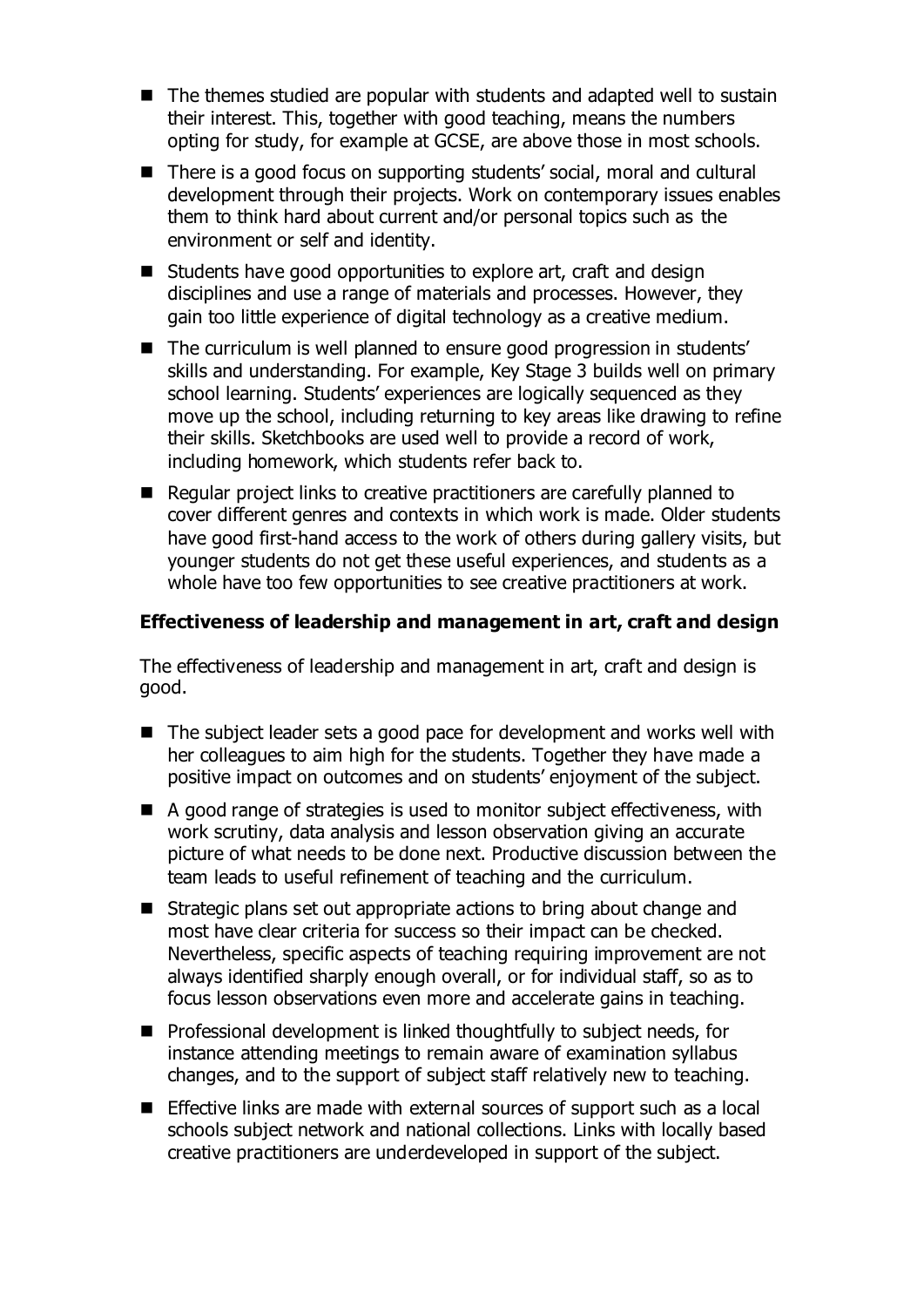- The themes studied are popular with students and adapted well to sustain their interest. This, together with good teaching, means the numbers opting for study, for example at GCSE, are above those in most schools.
- There is a good focus on supporting students' social, moral and cultural development through their projects. Work on contemporary issues enables them to think hard about current and/or personal topics such as the environment or self and identity.
- Students have good opportunities to explore art, craft and design disciplines and use a range of materials and processes. However, they gain too little experience of digital technology as a creative medium.
- The curriculum is well planned to ensure good progression in students' skills and understanding. For example, Key Stage 3 builds well on primary school learning. Students' experiences are logically sequenced as they move up the school, including returning to key areas like drawing to refine their skills. Sketchbooks are used well to provide a record of work, including homework, which students refer back to.
- Regular project links to creative practitioners are carefully planned to cover different genres and contexts in which work is made. Older students have good first-hand access to the work of others during gallery visits, but younger students do not get these useful experiences, and students as a whole have too few opportunities to see creative practitioners at work.

**Effectiveness of leadership and management in art, craft and design**

The effectiveness of leadership and management in art, craft and design is good.

- The subject leader sets a good pace for development and works well with her colleagues to aim high for the students. Together they have made a positive impact on outcomes and on students' enjoyment of the subject.
- A good range of strategies is used to monitor subject effectiveness, with work scrutiny, data analysis and lesson observation giving an accurate picture of what needs to be done next. Productive discussion between the team leads to useful refinement of teaching and the curriculum.
- Strategic plans set out appropriate actions to bring about change and most have clear criteria for success so their impact can be checked. Nevertheless, specific aspects of teaching requiring improvement are not always identified sharply enough overall, or for individual staff, so as to focus lesson observations even more and accelerate gains in teaching.
- Professional development is linked thoughtfully to subject needs, for instance attending meetings to remain aware of examination syllabus changes, and to the support of subject staff relatively new to teaching.
- Effective links are made with external sources of support such as a local schools subject network and national collections. Links with locally based creative practitioners are underdeveloped in support of the subject.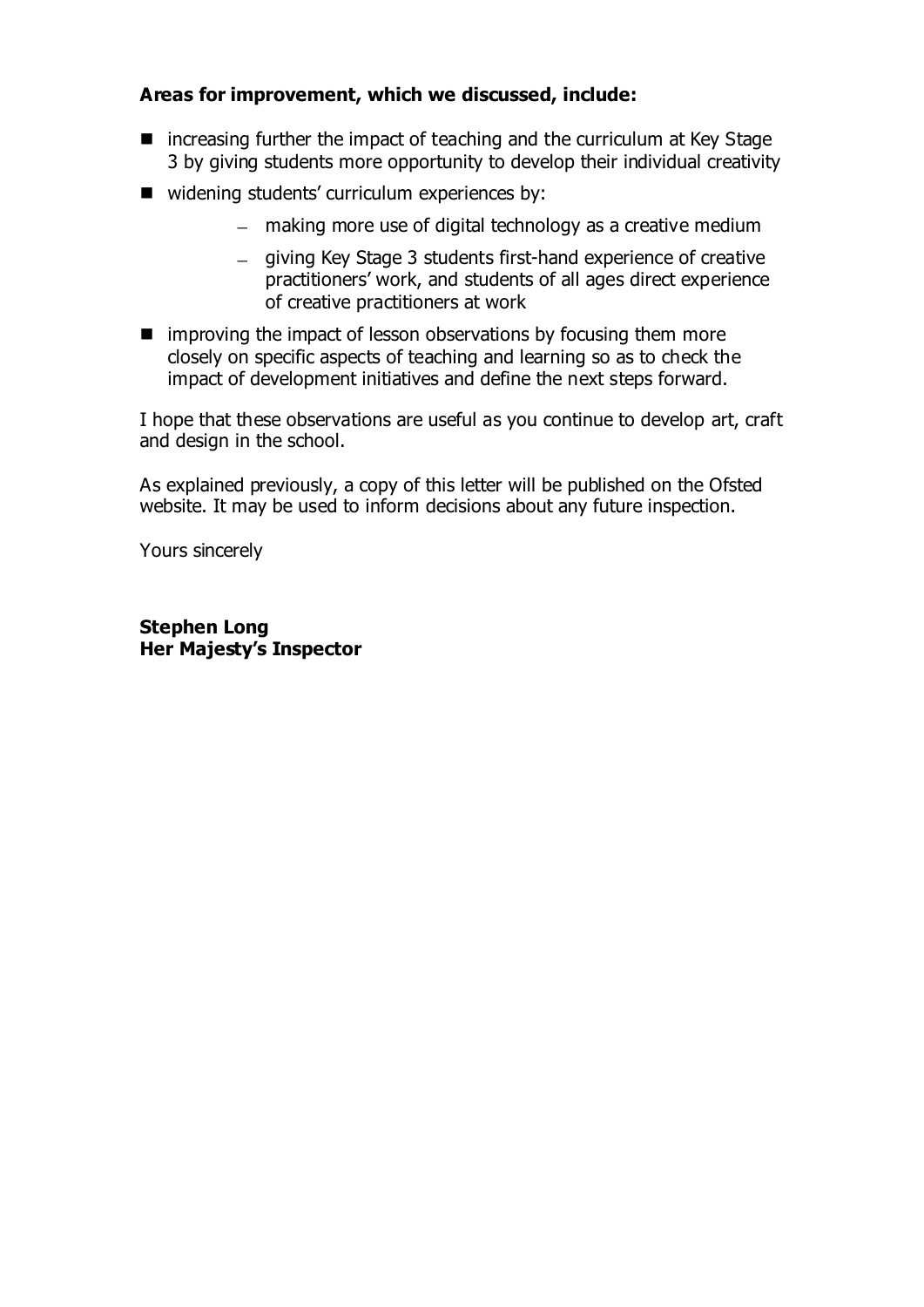**Areas for improvement, which we discussed, include:**

- increasing further the impact of teaching and the curriculum at Key Stage 3 by giving students more opportunity to develop their individual creativity
- widening students' curriculum experiences by:
  - making more use of digital technology as a creative medium
  - giving Key Stage 3 students first-hand experience of creative practitioners' work, and students of all ages direct experience of creative practitioners at work
- improving the impact of lesson observations by focusing them more closely on specific aspects of teaching and learning so as to check the impact of development initiatives and define the next steps forward.

I hope that these observations are useful as you continue to develop art, craft and design in the school.

As explained previously, a copy of this letter will be published on the Ofsted website. It may be used to inform decisions about any future inspection.

Yours sincerely

**Stephen Long**
**Her Majesty's Inspector**